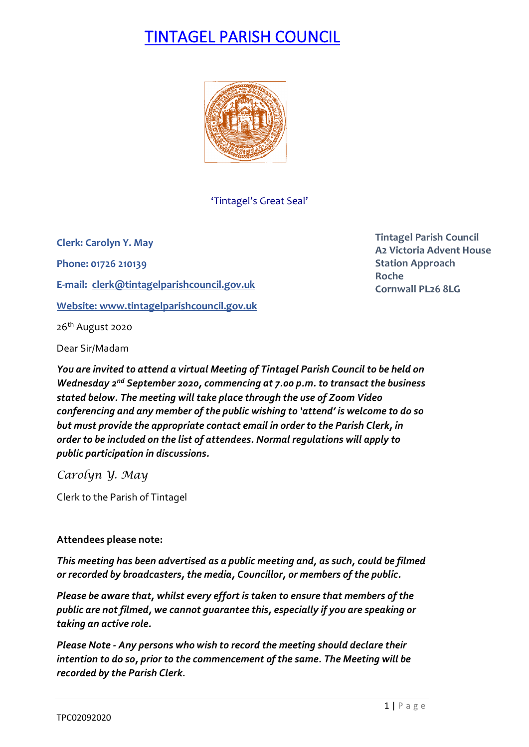# TINTAGEL PARISH COUNCIL

'Tintagel's Great Seal'

**Clerk: Carolyn Y. May**

**Phone: 01726 210139**

**E-mail: clerk@tintagelparishcouncil.gov.uk**

**Website: www.tintagelparishcouncil.gov.uk**

**Tintagel Parish Council**
**A2 Victoria Advent House**
**Station Approach**
**Roche**
**Cornwall PL26 8LG**

26th August 2020

Dear Sir/Madam

***You are invited to attend a virtual Meeting of Tintagel Parish Council to be held on Wednesday 2nd September 2020, commencing at 7.00 p.m. to transact the business stated below. The meeting will take place through the use of Zoom Video conferencing and any member of the public wishing to 'attend' is welcome to do so but must provide the appropriate contact email in order to the Parish Clerk, in order to be included on the list of attendees. Normal regulations will apply to public participation in discussions.***

*Carolyn Y. May*

Clerk to the Parish of Tintagel

**Attendees please note:**

***This meeting has been advertised as a public meeting and, as such, could be filmed or recorded by broadcasters, the media, Councillor, or members of the public.***

***Please be aware that, whilst every effort is taken to ensure that members of the public are not filmed, we cannot guarantee this, especially if you are speaking or taking an active role.***

***Please Note - Any persons who wish to record the meeting should declare their intention to do so, prior to the commencement of the same. The Meeting will be recorded by the Parish Clerk.***

TPC02092020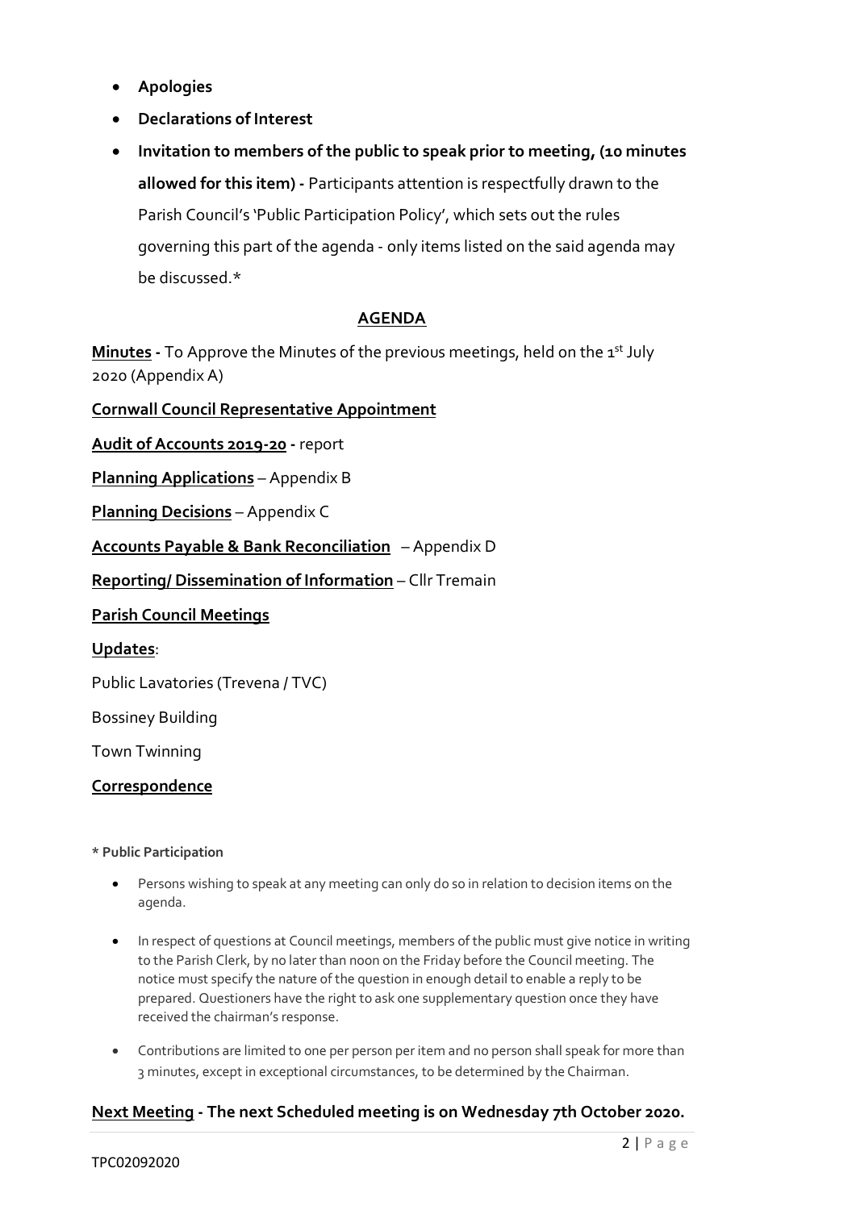- **Apologies**
- **Declarations of Interest**
- **Invitation to members of the public to speak prior to meeting, (10 minutes allowed for this item) -** Participants attention is respectfully drawn to the Parish Council's 'Public Participation Policy', which sets out the rules governing this part of the agenda - only items listed on the said agenda may be discussed.*

## AGENDA

**Minutes -** To Approve the Minutes of the previous meetings, held on the 1st July 2020 (Appendix A)

**Cornwall Council Representative Appointment**

**Audit of Accounts 2019-20 -** report

**Planning Applications** – Appendix B

**Planning Decisions** – Appendix C

**Accounts Payable & Bank Reconciliation** – Appendix D

**Reporting/ Dissemination of Information** – Cllr Tremain

**Parish Council Meetings**

**Updates**:

Public Lavatories (Trevena / TVC)

Bossiney Building

Town Twinning

**Correspondence**

**\* Public Participation**

- Persons wishing to speak at any meeting can only do so in relation to decision items on the agenda.
- In respect of questions at Council meetings, members of the public must give notice in writing to the Parish Clerk, by no later than noon on the Friday before the Council meeting. The notice must specify the nature of the question in enough detail to enable a reply to be prepared. Questioners have the right to ask one supplementary question once they have received the chairman's response.
- Contributions are limited to one per person per item and no person shall speak for more than 3 minutes, except in exceptional circumstances, to be determined by the Chairman.

**Next Meeting - The next Scheduled meeting is on Wednesday 7th October 2020.**

TPC02092020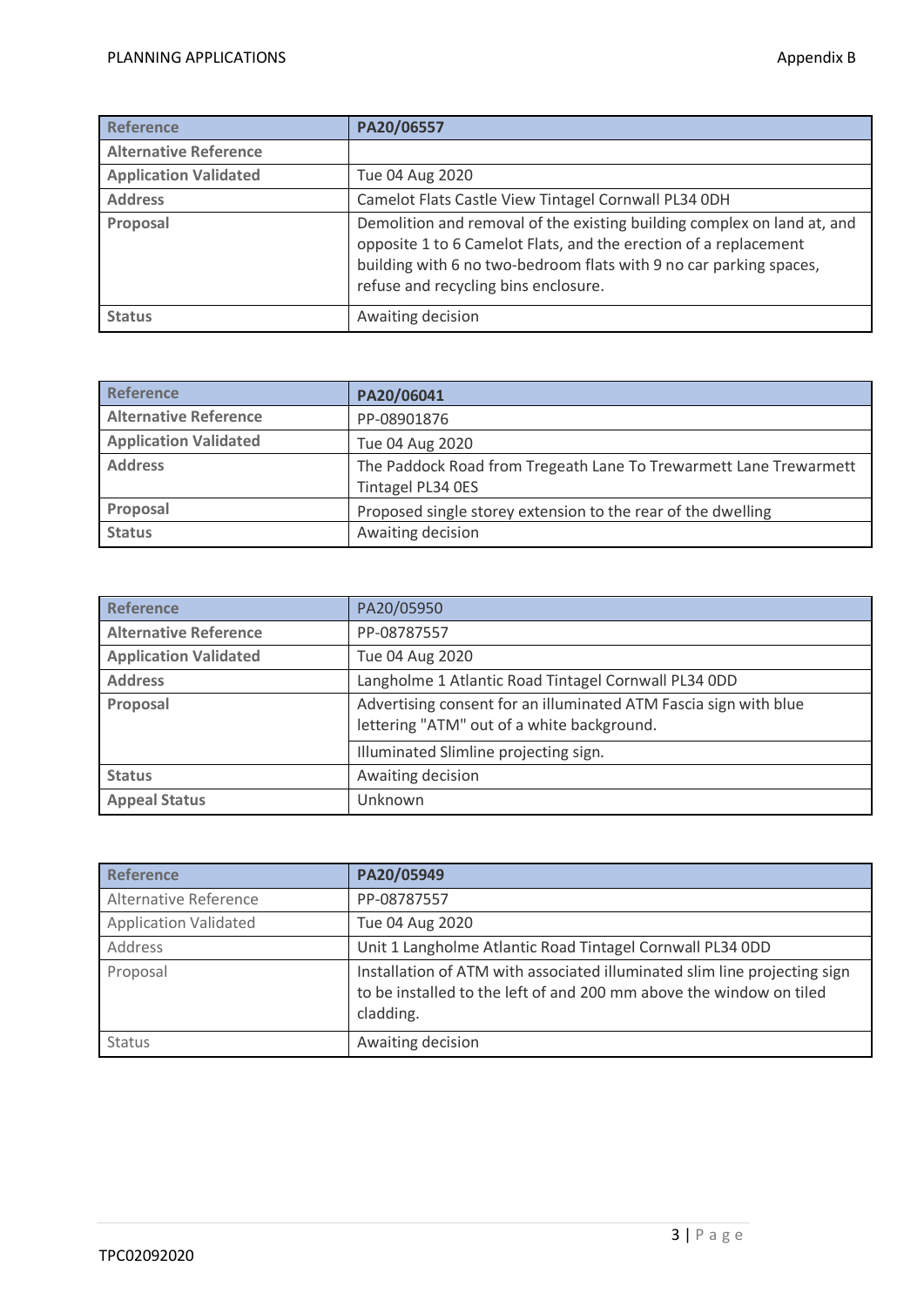| Reference | PA20/06557 |
|---|---|
| Alternative Reference | |
| Application Validated | Tue 04 Aug 2020 |
| Address | Camelot Flats Castle View Tintagel Cornwall PL34 0DH |
| Proposal | Demolition and removal of the existing building complex on land at, and opposite 1 to 6 Camelot Flats, and the erection of a replacement building with 6 no two-bedroom flats with 9 no car parking spaces, refuse and recycling bins enclosure. |
| Status | Awaiting decision |

| Reference | PA20/06041 |
|---|---|
| Alternative Reference | PP-08901876 |
| Application Validated | Tue 04 Aug 2020 |
| Address | The Paddock Road from Tregeath Lane To Trewarmett Lane Trewarmett Tintagel PL34 0ES |
| Proposal | Proposed single storey extension to the rear of the dwelling |
| Status | Awaiting decision |

| Reference | PA20/05950 |
|---|---|
| Alternative Reference | PP-08787557 |
| Application Validated | Tue 04 Aug 2020 |
| Address | Langholme 1 Atlantic Road Tintagel Cornwall PL34 0DD |
| Proposal | Advertising consent for an illuminated ATM Fascia sign with blue lettering "ATM" out of a white background. |
| | Illuminated Slimline projecting sign. |
| Status | Awaiting decision |
| Appeal Status | Unknown |

| Reference | PA20/05949 |
|---|---|
| Alternative Reference | PP-08787557 |
| Application Validated | Tue 04 Aug 2020 |
| Address | Unit 1 Langholme Atlantic Road Tintagel Cornwall PL34 0DD |
| Proposal | Installation of ATM with associated illuminated slim line projecting sign to be installed to the left of and 200 mm above the window on tiled cladding. |
| Status | Awaiting decision |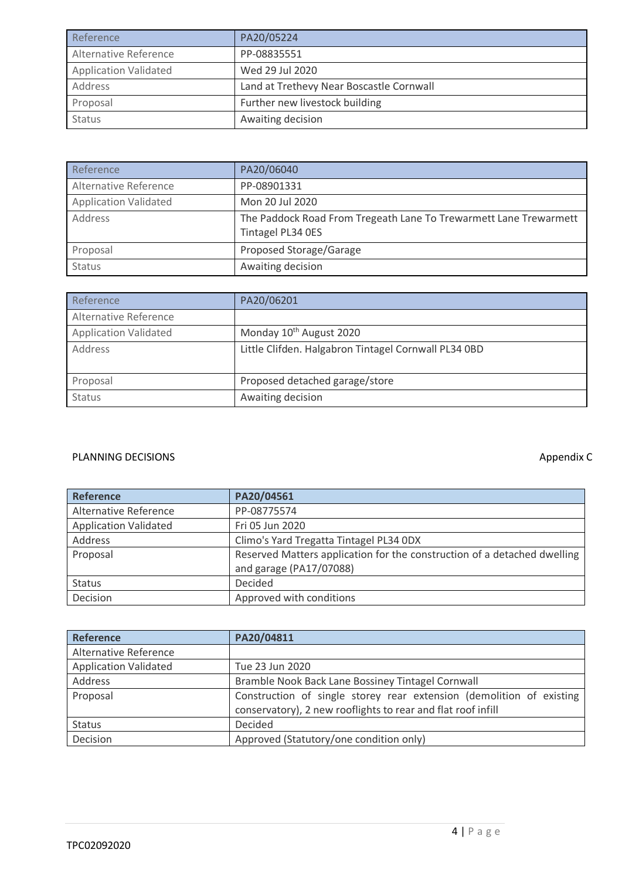| Reference | PA20/05224 |
| --- | --- |
| Alternative Reference | PP-08835551 |
| Application Validated | Wed 29 Jul 2020 |
| Address | Land at Trethevy Near Boscastle Cornwall |
| Proposal | Further new livestock building |
| Status | Awaiting decision |

| Reference | PA20/06040 |
| --- | --- |
| Alternative Reference | PP-08901331 |
| Application Validated | Mon 20 Jul 2020 |
| Address | The Paddock Road From Tregeath Lane To Trewarmett Lane Trewarmett Tintagel PL34 0ES |
| Proposal | Proposed Storage/Garage |
| Status | Awaiting decision |

| Reference | PA20/06201 |
| --- | --- |
| Alternative Reference | |
| Application Validated | Monday 10th August 2020 |
| Address | Little Clifden. Halgabron Tintagel Cornwall PL34 0BD |
| Proposal | Proposed detached garage/store |
| Status | Awaiting decision |

PLANNING DECISIONS

Appendix C

| **Reference** | **PA20/04561** |
| --- | --- |
| Alternative Reference | PP-08775574 |
| Application Validated | Fri 05 Jun 2020 |
| Address | Climo's Yard Tregatta Tintagel PL34 0DX |
| Proposal | Reserved Matters application for the construction of a detached dwelling and garage (PA17/07088) |
| Status | Decided |
| Decision | Approved with conditions |

| **Reference** | **PA20/04811** |
| --- | --- |
| Alternative Reference | |
| Application Validated | Tue 23 Jun 2020 |
| Address | Bramble Nook Back Lane Bossiney Tintagel Cornwall |
| Proposal | Construction of single storey rear extension (demolition of existing conservatory), 2 new rooflights to rear and flat roof infill |
| Status | Decided |
| Decision | Approved (Statutory/one condition only) |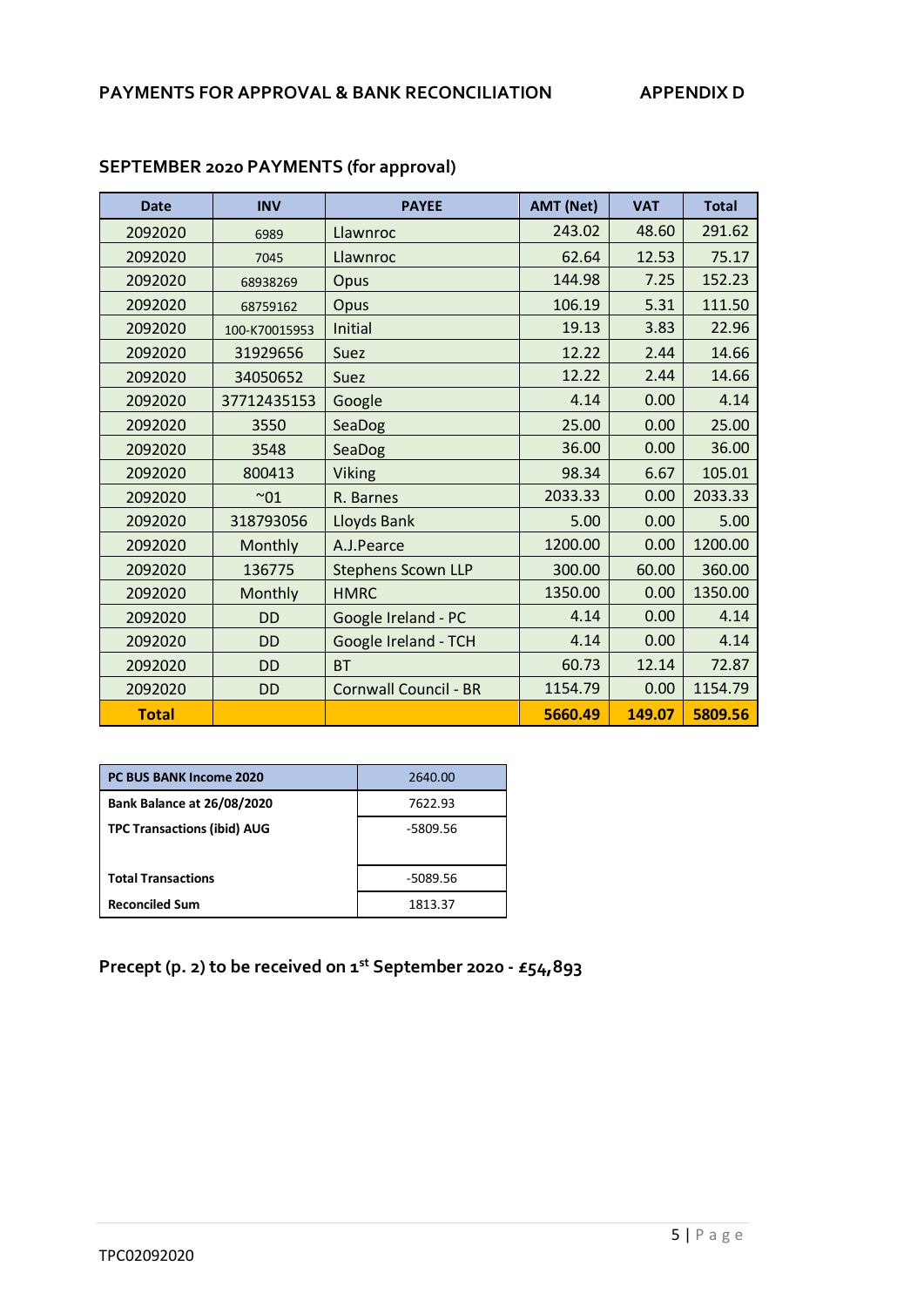**PAYMENTS FOR APPROVAL & BANK RECONCILIATION** **APPENDIX D**

**SEPTEMBER 2020 PAYMENTS (for approval)**

| Date | INV | PAYEE | AMT (Net) | VAT | Total |
|---|---|---|---|---|---|
| 2092020 | 6989 | Llawnroc | 243.02 | 48.60 | 291.62 |
| 2092020 | 7045 | Llawnroc | 62.64 | 12.53 | 75.17 |
| 2092020 | 68938269 | Opus | 144.98 | 7.25 | 152.23 |
| 2092020 | 68759162 | Opus | 106.19 | 5.31 | 111.50 |
| 2092020 | 100-K70015953 | Initial | 19.13 | 3.83 | 22.96 |
| 2092020 | 31929656 | Suez | 12.22 | 2.44 | 14.66 |
| 2092020 | 34050652 | Suez | 12.22 | 2.44 | 14.66 |
| 2092020 | 37712435153 | Google | 4.14 | 0.00 | 4.14 |
| 2092020 | 3550 | SeaDog | 25.00 | 0.00 | 25.00 |
| 2092020 | 3548 | SeaDog | 36.00 | 0.00 | 36.00 |
| 2092020 | 800413 | Viking | 98.34 | 6.67 | 105.01 |
| 2092020 | ~01 | R. Barnes | 2033.33 | 0.00 | 2033.33 |
| 2092020 | 318793056 | Lloyds Bank | 5.00 | 0.00 | 5.00 |
| 2092020 | Monthly | A.J.Pearce | 1200.00 | 0.00 | 1200.00 |
| 2092020 | 136775 | Stephens Scown LLP | 300.00 | 60.00 | 360.00 |
| 2092020 | Monthly | HMRC | 1350.00 | 0.00 | 1350.00 |
| 2092020 | DD | Google Ireland - PC | 4.14 | 0.00 | 4.14 |
| 2092020 | DD | Google Ireland - TCH | 4.14 | 0.00 | 4.14 |
| 2092020 | DD | BT | 60.73 | 12.14 | 72.87 |
| 2092020 | DD | Cornwall Council - BR | 1154.79 | 0.00 | 1154.79 |
| **Total** | | | **5660.49** | **149.07** | **5809.56** |

| PC BUS BANK Income 2020 | 2640.00 |
|---|---|
| **Bank Balance at 26/08/2020** | 7622.93 |
| **TPC Transactions (ibid) AUG** | -5809.56 |
| **Total Transactions** | -5089.56 |
| **Reconciled Sum** | 1813.37 |

**Precept (p. 2) to be received on 1st September 2020 - £54,893**

TPC02092020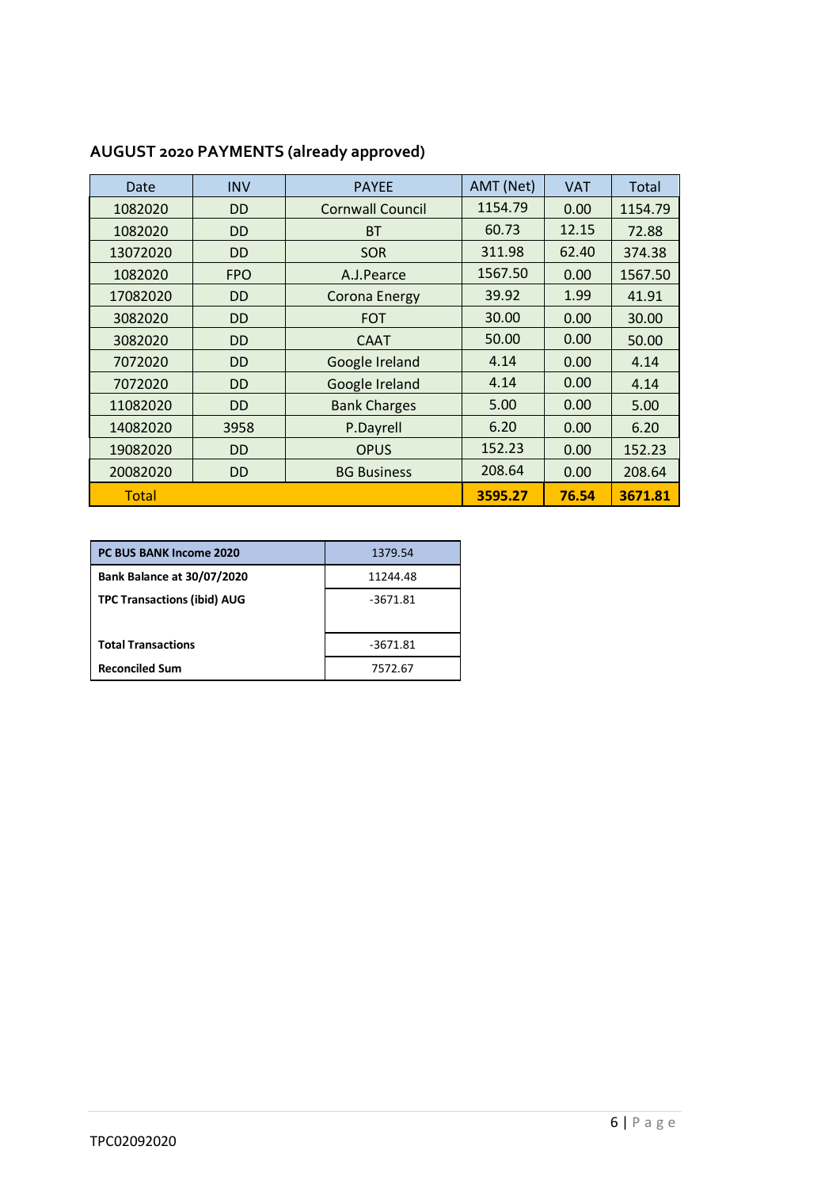## AUGUST 2020 PAYMENTS (already approved)

| Date | INV | PAYEE | AMT (Net) | VAT | Total |
|---|---|---|---|---|---|
| 1082020 | DD | Cornwall Council | 1154.79 | 0.00 | 1154.79 |
| 1082020 | DD | BT | 60.73 | 12.15 | 72.88 |
| 13072020 | DD | SOR | 311.98 | 62.40 | 374.38 |
| 1082020 | FPO | A.J.Pearce | 1567.50 | 0.00 | 1567.50 |
| 17082020 | DD | Corona Energy | 39.92 | 1.99 | 41.91 |
| 3082020 | DD | FOT | 30.00 | 0.00 | 30.00 |
| 3082020 | DD | CAAT | 50.00 | 0.00 | 50.00 |
| 7072020 | DD | Google Ireland | 4.14 | 0.00 | 4.14 |
| 7072020 | DD | Google Ireland | 4.14 | 0.00 | 4.14 |
| 11082020 | DD | Bank Charges | 5.00 | 0.00 | 5.00 |
| 14082020 | 3958 | P.Dayrell | 6.20 | 0.00 | 6.20 |
| 19082020 | DD | OPUS | 152.23 | 0.00 | 152.23 |
| 20082020 | DD | BG Business | 208.64 | 0.00 | 208.64 |
| Total | | | **3595.27** | **76.54** | **3671.81** |

| **PC BUS BANK Income 2020** | 1379.54 |
|---|---|
| **Bank Balance at 30/07/2020** | 11244.48 |
| **TPC Transactions (ibid) AUG** | -3671.81 |
| **Total Transactions** | -3671.81 |
| **Reconciled Sum** | 7572.67 |

TPC02092020